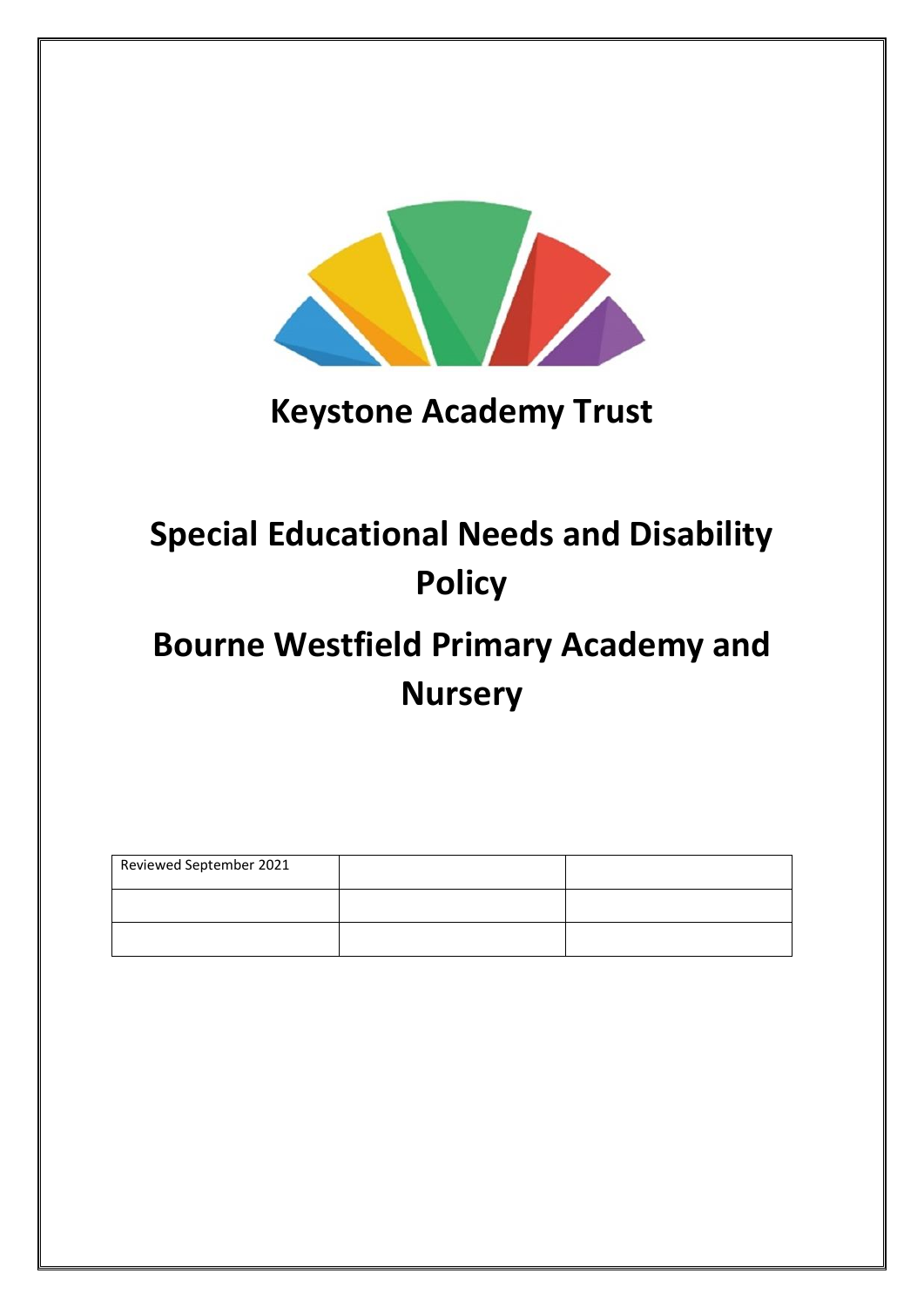# Keystone Academy Trust

# Special Educational Needs and Disability Policy

# Bourne Westfield Primary Academy and Nursery

| Reviewed September 2021 | | |
| --- | --- | --- |
| | | |
| | | |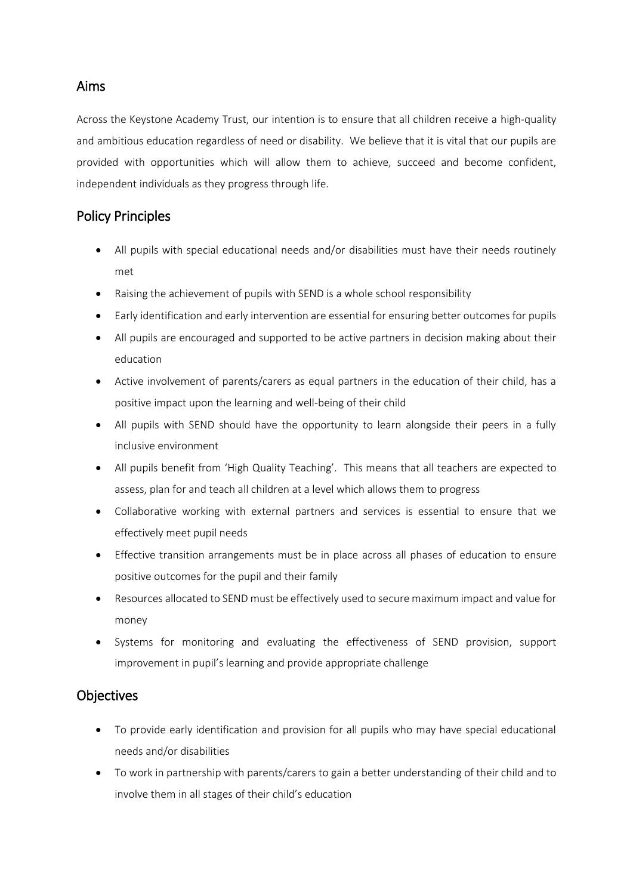## Aims

Across the Keystone Academy Trust, our intention is to ensure that all children receive a high-quality and ambitious education regardless of need or disability. We believe that it is vital that our pupils are provided with opportunities which will allow them to achieve, succeed and become confident, independent individuals as they progress through life.

## Policy Principles

- All pupils with special educational needs and/or disabilities must have their needs routinely met
- Raising the achievement of pupils with SEND is a whole school responsibility
- Early identification and early intervention are essential for ensuring better outcomes for pupils
- All pupils are encouraged and supported to be active partners in decision making about their education
- Active involvement of parents/carers as equal partners in the education of their child, has a positive impact upon the learning and well-being of their child
- All pupils with SEND should have the opportunity to learn alongside their peers in a fully inclusive environment
- All pupils benefit from 'High Quality Teaching'. This means that all teachers are expected to assess, plan for and teach all children at a level which allows them to progress
- Collaborative working with external partners and services is essential to ensure that we effectively meet pupil needs
- Effective transition arrangements must be in place across all phases of education to ensure positive outcomes for the pupil and their family
- Resources allocated to SEND must be effectively used to secure maximum impact and value for money
- Systems for monitoring and evaluating the effectiveness of SEND provision, support improvement in pupil's learning and provide appropriate challenge

## Objectives

- To provide early identification and provision for all pupils who may have special educational needs and/or disabilities
- To work in partnership with parents/carers to gain a better understanding of their child and to involve them in all stages of their child's education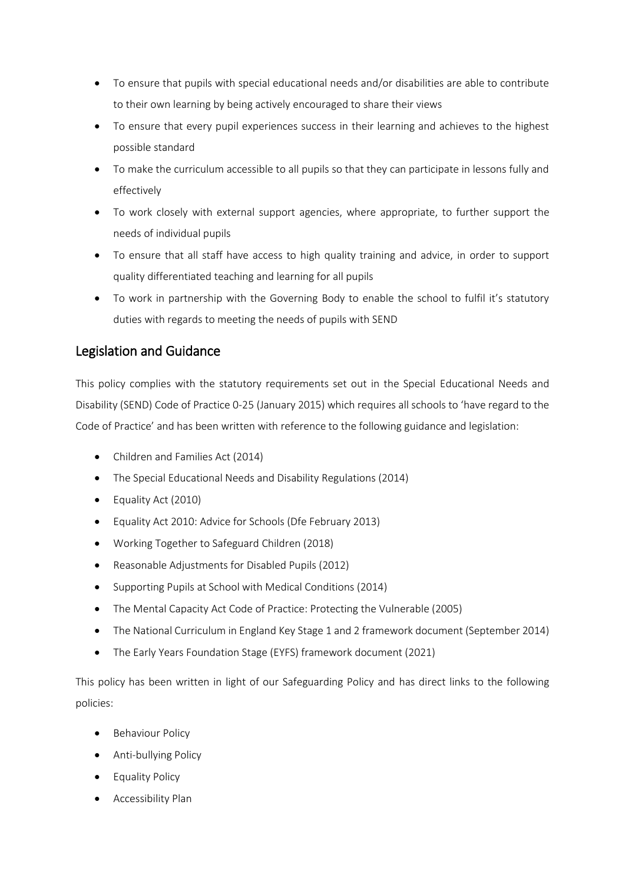- To ensure that pupils with special educational needs and/or disabilities are able to contribute to their own learning by being actively encouraged to share their views
- To ensure that every pupil experiences success in their learning and achieves to the highest possible standard
- To make the curriculum accessible to all pupils so that they can participate in lessons fully and effectively
- To work closely with external support agencies, where appropriate, to further support the needs of individual pupils
- To ensure that all staff have access to high quality training and advice, in order to support quality differentiated teaching and learning for all pupils
- To work in partnership with the Governing Body to enable the school to fulfil it's statutory duties with regards to meeting the needs of pupils with SEND

## Legislation and Guidance

This policy complies with the statutory requirements set out in the Special Educational Needs and Disability (SEND) Code of Practice 0-25 (January 2015) which requires all schools to 'have regard to the Code of Practice' and has been written with reference to the following guidance and legislation:

- Children and Families Act (2014)
- The Special Educational Needs and Disability Regulations (2014)
- Equality Act (2010)
- Equality Act 2010: Advice for Schools (Dfe February 2013)
- Working Together to Safeguard Children (2018)
- Reasonable Adjustments for Disabled Pupils (2012)
- Supporting Pupils at School with Medical Conditions (2014)
- The Mental Capacity Act Code of Practice: Protecting the Vulnerable (2005)
- The National Curriculum in England Key Stage 1 and 2 framework document (September 2014)
- The Early Years Foundation Stage (EYFS) framework document (2021)

This policy has been written in light of our Safeguarding Policy and has direct links to the following policies:

- Behaviour Policy
- Anti-bullying Policy
- Equality Policy
- Accessibility Plan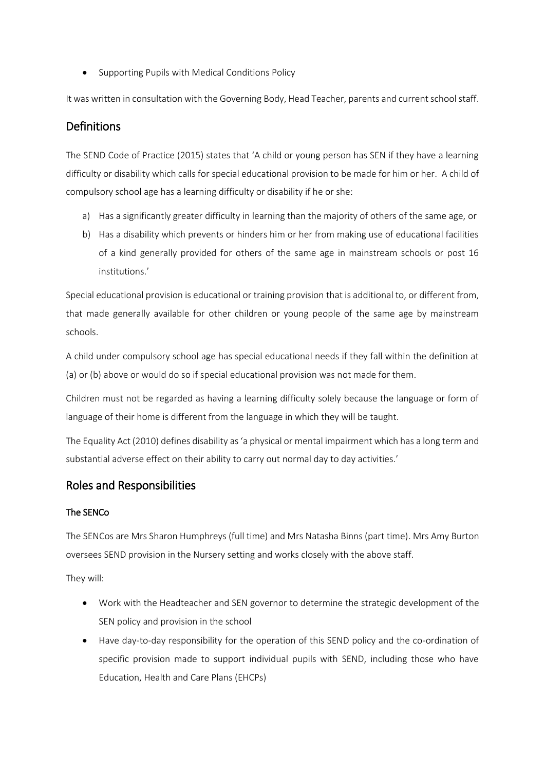- Supporting Pupils with Medical Conditions Policy

It was written in consultation with the Governing Body, Head Teacher, parents and current school staff.

## Definitions

The SEND Code of Practice (2015) states that 'A child or young person has SEN if they have a learning difficulty or disability which calls for special educational provision to be made for him or her. A child of compulsory school age has a learning difficulty or disability if he or she:

a) Has a significantly greater difficulty in learning than the majority of others of the same age, or
b) Has a disability which prevents or hinders him or her from making use of educational facilities of a kind generally provided for others of the same age in mainstream schools or post 16 institutions.'

Special educational provision is educational or training provision that is additional to, or different from, that made generally available for other children or young people of the same age by mainstream schools.

A child under compulsory school age has special educational needs if they fall within the definition at (a) or (b) above or would do so if special educational provision was not made for them.

Children must not be regarded as having a learning difficulty solely because the language or form of language of their home is different from the language in which they will be taught.

The Equality Act (2010) defines disability as 'a physical or mental impairment which has a long term and substantial adverse effect on their ability to carry out normal day to day activities.'

## Roles and Responsibilities

### The SENCo

The SENCos are Mrs Sharon Humphreys (full time) and Mrs Natasha Binns (part time). Mrs Amy Burton oversees SEND provision in the Nursery setting and works closely with the above staff.

They will:

- Work with the Headteacher and SEN governor to determine the strategic development of the SEN policy and provision in the school
- Have day-to-day responsibility for the operation of this SEND policy and the co-ordination of specific provision made to support individual pupils with SEND, including those who have Education, Health and Care Plans (EHCPs)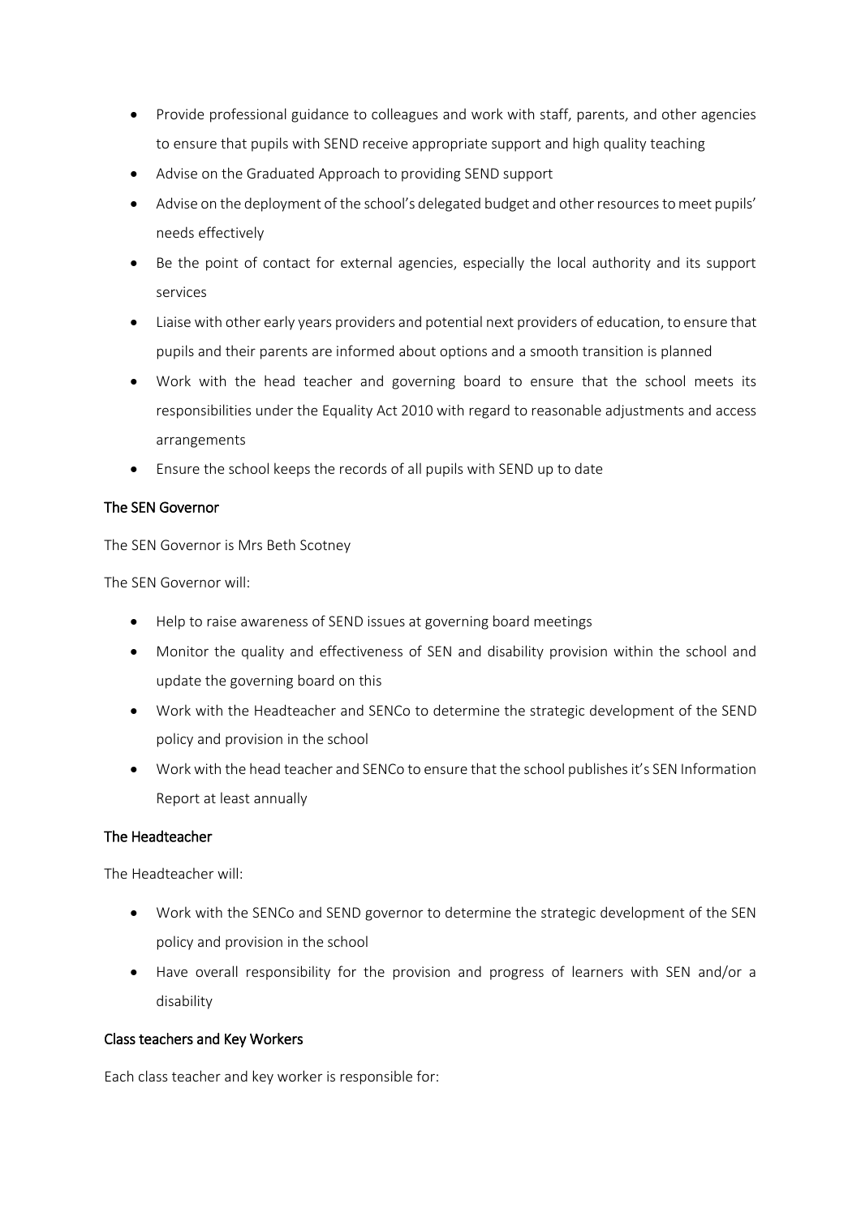- Provide professional guidance to colleagues and work with staff, parents, and other agencies to ensure that pupils with SEND receive appropriate support and high quality teaching
- Advise on the Graduated Approach to providing SEND support
- Advise on the deployment of the school's delegated budget and other resources to meet pupils' needs effectively
- Be the point of contact for external agencies, especially the local authority and its support services
- Liaise with other early years providers and potential next providers of education, to ensure that pupils and their parents are informed about options and a smooth transition is planned
- Work with the head teacher and governing board to ensure that the school meets its responsibilities under the Equality Act 2010 with regard to reasonable adjustments and access arrangements
- Ensure the school keeps the records of all pupils with SEND up to date

### The SEN Governor

The SEN Governor is Mrs Beth Scotney

The SEN Governor will:

- Help to raise awareness of SEND issues at governing board meetings
- Monitor the quality and effectiveness of SEN and disability provision within the school and update the governing board on this
- Work with the Headteacher and SENCo to determine the strategic development of the SEND policy and provision in the school
- Work with the head teacher and SENCo to ensure that the school publishes it's SEN Information Report at least annually

### The Headteacher

The Headteacher will:

- Work with the SENCo and SEND governor to determine the strategic development of the SEN policy and provision in the school
- Have overall responsibility for the provision and progress of learners with SEN and/or a disability

### Class teachers and Key Workers

Each class teacher and key worker is responsible for: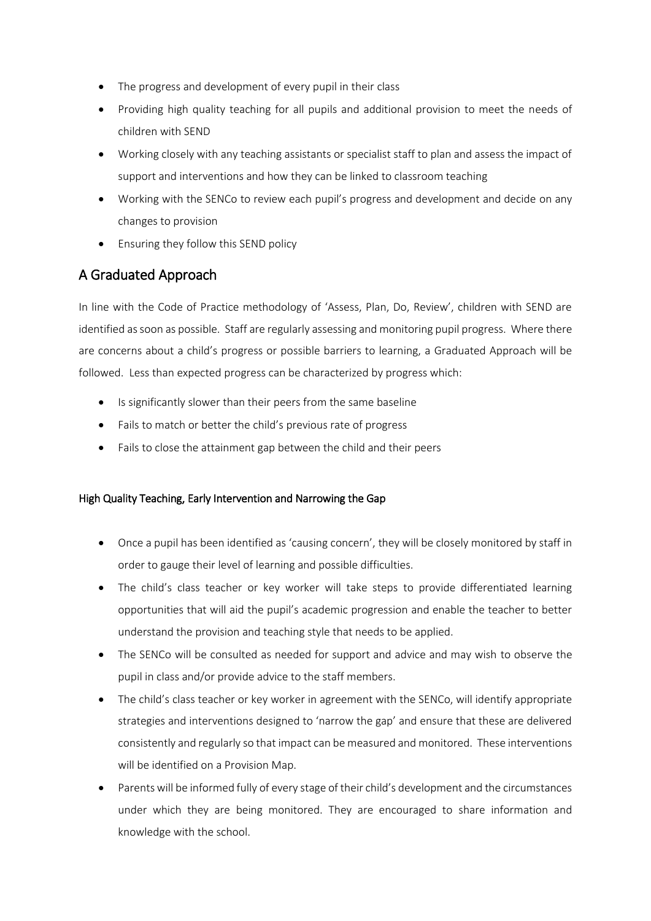- The progress and development of every pupil in their class
- Providing high quality teaching for all pupils and additional provision to meet the needs of children with SEND
- Working closely with any teaching assistants or specialist staff to plan and assess the impact of support and interventions and how they can be linked to classroom teaching
- Working with the SENCo to review each pupil's progress and development and decide on any changes to provision
- Ensuring they follow this SEND policy

## A Graduated Approach

In line with the Code of Practice methodology of 'Assess, Plan, Do, Review', children with SEND are identified as soon as possible. Staff are regularly assessing and monitoring pupil progress. Where there are concerns about a child's progress or possible barriers to learning, a Graduated Approach will be followed. Less than expected progress can be characterized by progress which:

- Is significantly slower than their peers from the same baseline
- Fails to match or better the child's previous rate of progress
- Fails to close the attainment gap between the child and their peers

### High Quality Teaching, Early Intervention and Narrowing the Gap

- Once a pupil has been identified as 'causing concern', they will be closely monitored by staff in order to gauge their level of learning and possible difficulties.
- The child's class teacher or key worker will take steps to provide differentiated learning opportunities that will aid the pupil's academic progression and enable the teacher to better understand the provision and teaching style that needs to be applied.
- The SENCo will be consulted as needed for support and advice and may wish to observe the pupil in class and/or provide advice to the staff members.
- The child's class teacher or key worker in agreement with the SENCo, will identify appropriate strategies and interventions designed to 'narrow the gap' and ensure that these are delivered consistently and regularly so that impact can be measured and monitored. These interventions will be identified on a Provision Map.
- Parents will be informed fully of every stage of their child's development and the circumstances under which they are being monitored. They are encouraged to share information and knowledge with the school.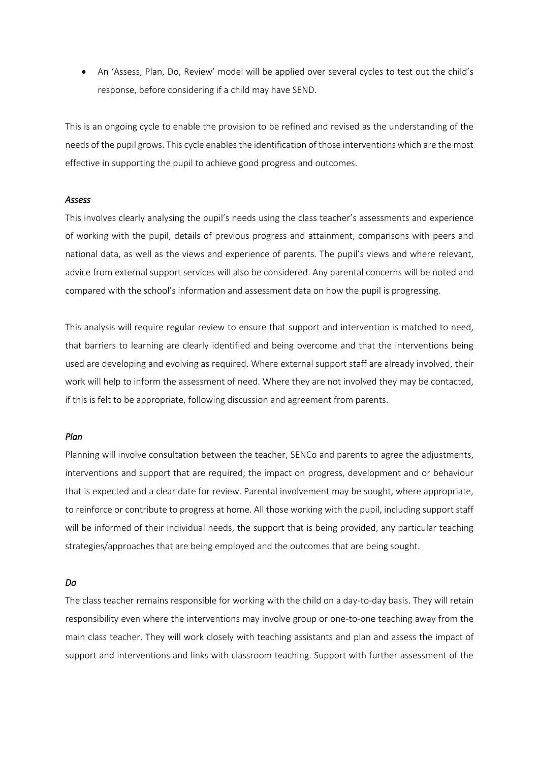- An 'Assess, Plan, Do, Review' model will be applied over several cycles to test out the child's response, before considering if a child may have SEND.

This is an ongoing cycle to enable the provision to be refined and revised as the understanding of the needs of the pupil grows. This cycle enables the identification of those interventions which are the most effective in supporting the pupil to achieve good progress and outcomes.

### *Assess*

This involves clearly analysing the pupil's needs using the class teacher's assessments and experience of working with the pupil, details of previous progress and attainment, comparisons with peers and national data, as well as the views and experience of parents. The pupil's views and where relevant, advice from external support services will also be considered. Any parental concerns will be noted and compared with the school's information and assessment data on how the pupil is progressing.

This analysis will require regular review to ensure that support and intervention is matched to need, that barriers to learning are clearly identified and being overcome and that the interventions being used are developing and evolving as required. Where external support staff are already involved, their work will help to inform the assessment of need. Where they are not involved they may be contacted, if this is felt to be appropriate, following discussion and agreement from parents.

### *Plan*

Planning will involve consultation between the teacher, SENCo and parents to agree the adjustments, interventions and support that are required; the impact on progress, development and or behaviour that is expected and a clear date for review. Parental involvement may be sought, where appropriate, to reinforce or contribute to progress at home. All those working with the pupil, including support staff will be informed of their individual needs, the support that is being provided, any particular teaching strategies/approaches that are being employed and the outcomes that are being sought.

### *Do*

The class teacher remains responsible for working with the child on a day-to-day basis. They will retain responsibility even where the interventions may involve group or one-to-one teaching away from the main class teacher. They will work closely with teaching assistants and plan and assess the impact of support and interventions and links with classroom teaching. Support with further assessment of the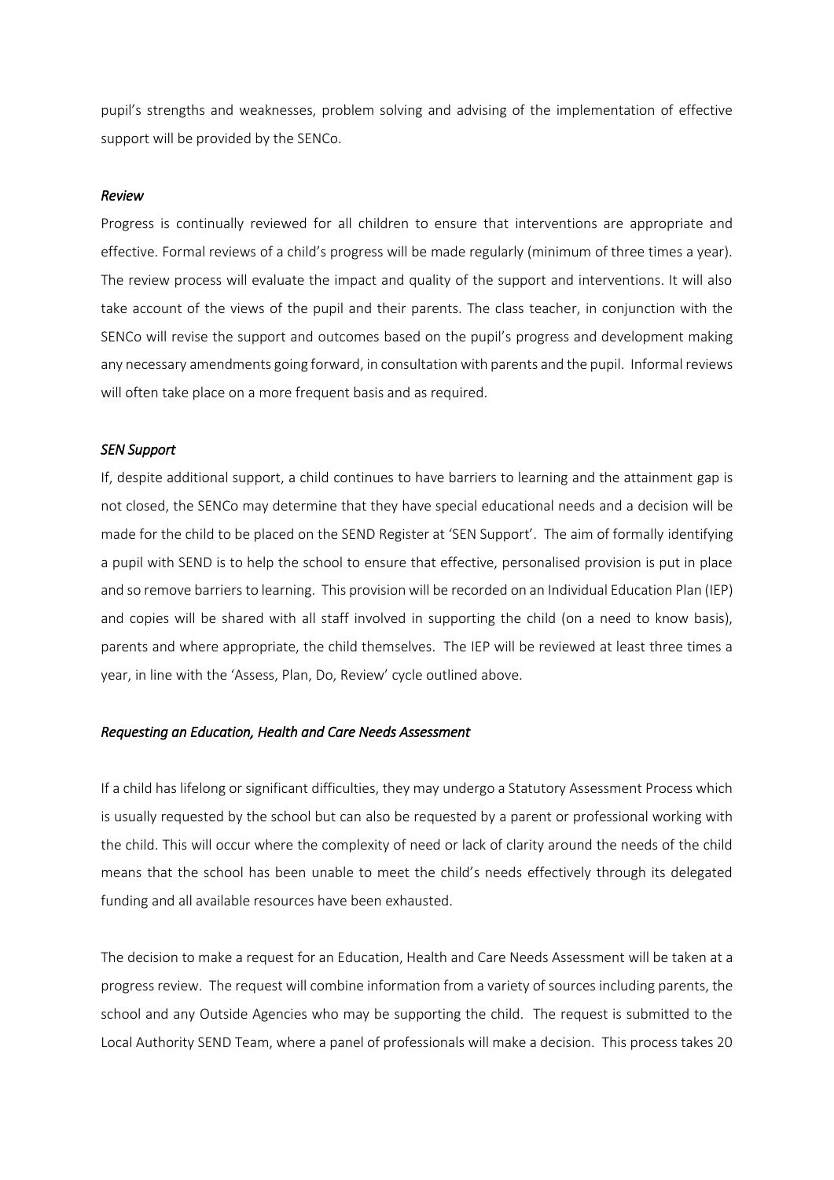pupil's strengths and weaknesses, problem solving and advising of the implementation of effective support will be provided by the SENCo.

*Review*

Progress is continually reviewed for all children to ensure that interventions are appropriate and effective. Formal reviews of a child's progress will be made regularly (minimum of three times a year). The review process will evaluate the impact and quality of the support and interventions. It will also take account of the views of the pupil and their parents. The class teacher, in conjunction with the SENCo will revise the support and outcomes based on the pupil's progress and development making any necessary amendments going forward, in consultation with parents and the pupil. Informal reviews will often take place on a more frequent basis and as required.

*SEN Support*

If, despite additional support, a child continues to have barriers to learning and the attainment gap is not closed, the SENCo may determine that they have special educational needs and a decision will be made for the child to be placed on the SEND Register at 'SEN Support'. The aim of formally identifying a pupil with SEND is to help the school to ensure that effective, personalised provision is put in place and so remove barriers to learning. This provision will be recorded on an Individual Education Plan (IEP) and copies will be shared with all staff involved in supporting the child (on a need to know basis), parents and where appropriate, the child themselves. The IEP will be reviewed at least three times a year, in line with the 'Assess, Plan, Do, Review' cycle outlined above.

*Requesting an Education, Health and Care Needs Assessment*

If a child has lifelong or significant difficulties, they may undergo a Statutory Assessment Process which is usually requested by the school but can also be requested by a parent or professional working with the child. This will occur where the complexity of need or lack of clarity around the needs of the child means that the school has been unable to meet the child's needs effectively through its delegated funding and all available resources have been exhausted.

The decision to make a request for an Education, Health and Care Needs Assessment will be taken at a progress review. The request will combine information from a variety of sources including parents, the school and any Outside Agencies who may be supporting the child. The request is submitted to the Local Authority SEND Team, where a panel of professionals will make a decision. This process takes 20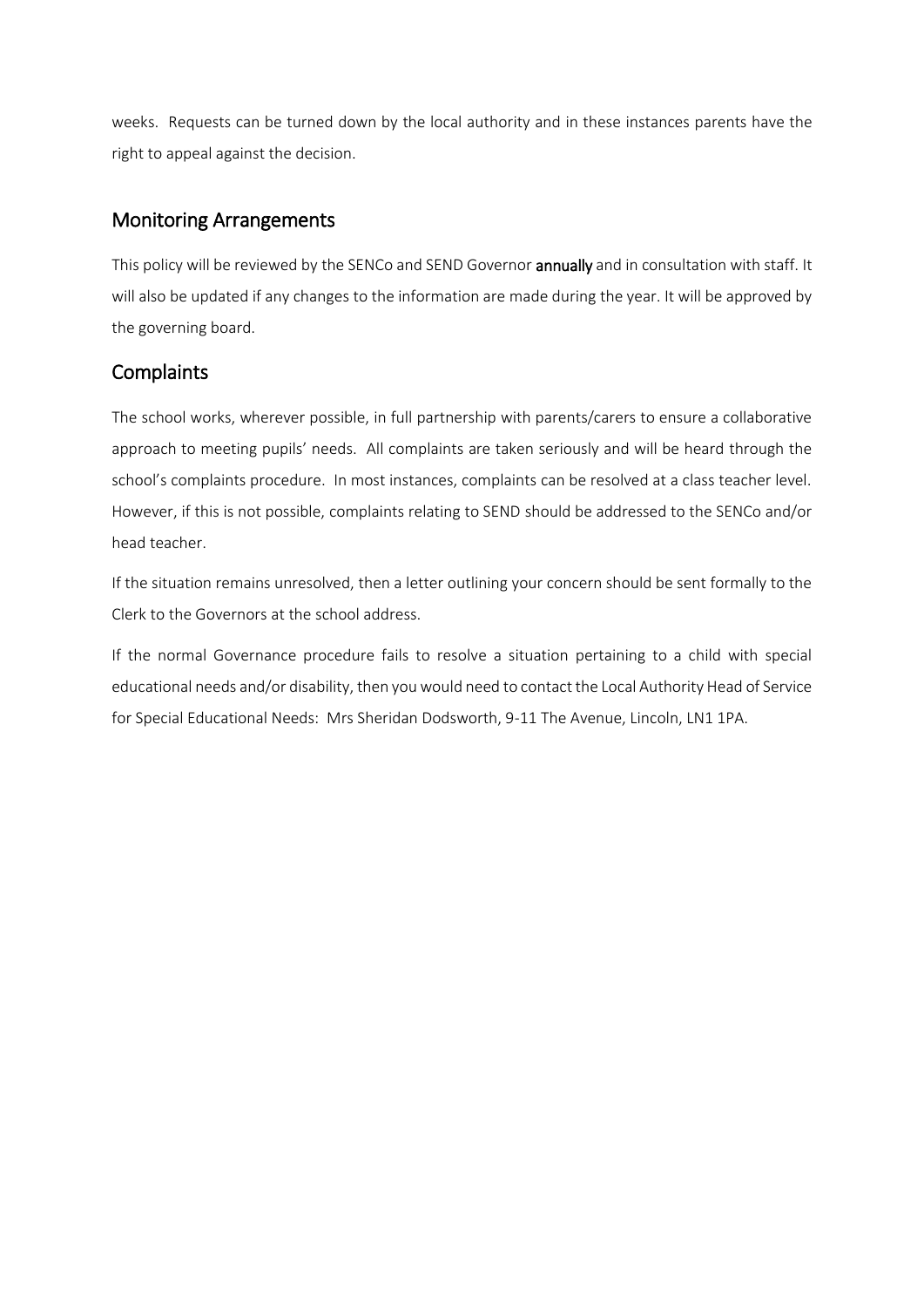weeks. Requests can be turned down by the local authority and in these instances parents have the right to appeal against the decision.

## Monitoring Arrangements

This policy will be reviewed by the SENCo and SEND Governor **annually** and in consultation with staff. It will also be updated if any changes to the information are made during the year. It will be approved by the governing board.

## Complaints

The school works, wherever possible, in full partnership with parents/carers to ensure a collaborative approach to meeting pupils' needs. All complaints are taken seriously and will be heard through the school's complaints procedure. In most instances, complaints can be resolved at a class teacher level. However, if this is not possible, complaints relating to SEND should be addressed to the SENCo and/or head teacher.

If the situation remains unresolved, then a letter outlining your concern should be sent formally to the Clerk to the Governors at the school address.

If the normal Governance procedure fails to resolve a situation pertaining to a child with special educational needs and/or disability, then you would need to contact the Local Authority Head of Service for Special Educational Needs: Mrs Sheridan Dodsworth, 9-11 The Avenue, Lincoln, LN1 1PA.